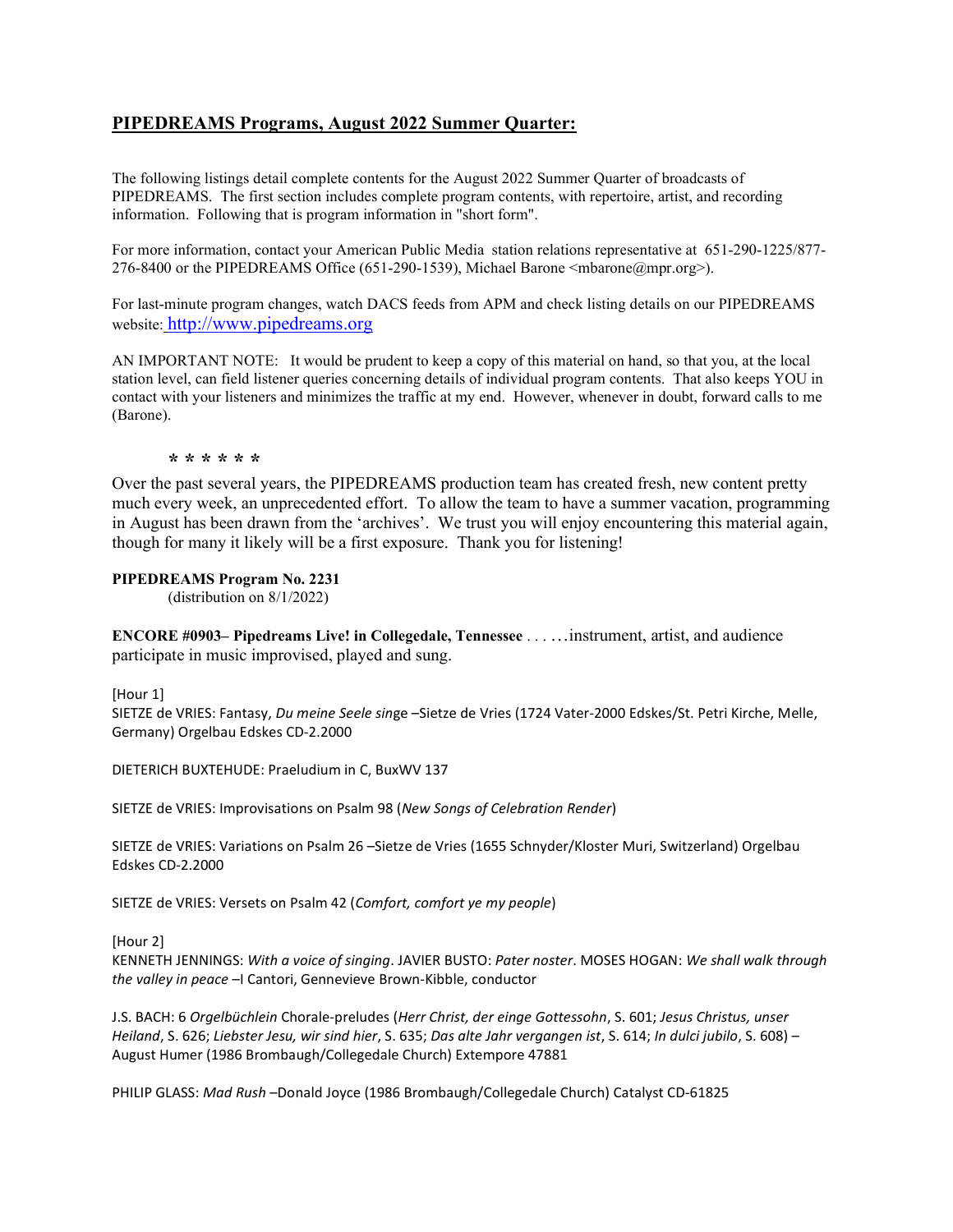## PIPEDREAMS Programs, August 2022 Summer Quarter:

The following listings detail complete contents for the August 2022 Summer Quarter of broadcasts of PIPEDREAMS. The first section includes complete program contents, with repertoire, artist, and recording information. Following that is program information in "short form".

For more information, contact your American Public Media station relations representative at 651-290-1225/877-276-8400 or the PIPEDREAMS Office (651-290-1539), Michael Barone <mbarone@mpr.org>).

For last-minute program changes, watch DACS feeds from APM and check listing details on our PIPEDREAMS website: http://www.pipedreams.org

AN IMPORTANT NOTE: It would be prudent to keep a copy of this material on hand, so that you, at the local station level, can field listener queries concerning details of individual program contents. That also keeps YOU in contact with your listeners and minimizes the traffic at my end. However, whenever in doubt, forward calls to me (Barone).

\* \* \* \* \* \*

Over the past several years, the PIPEDREAMS production team has created fresh, new content pretty much every week, an unprecedented effort. To allow the team to have a summer vacation, programming in August has been drawn from the 'archives'. We trust you will enjoy encountering this material again, though for many it likely will be a first exposure. Thank you for listening!

**PIPEDREAMS Program No. 2231**
(distribution on 8/1/2022)

**ENCORE #0903– Pipedreams Live! in Collegedale, Tennessee** . . . . . .instrument, artist, and audience participate in music improvised, played and sung.

[Hour 1]
SIETZE de VRIES: Fantasy, *Du meine Seele sin*ge –Sietze de Vries (1724 Vater-2000 Edskes/St. Petri Kirche, Melle, Germany) Orgelbau Edskes CD-2.2000

DIETERICH BUXTEHUDE: Praeludium in C, BuxWV 137

SIETZE de VRIES: Improvisations on Psalm 98 (*New Songs of Celebration Render*)

SIETZE de VRIES: Variations on Psalm 26 –Sietze de Vries (1655 Schnyder/Kloster Muri, Switzerland) Orgelbau Edskes CD-2.2000

SIETZE de VRIES: Versets on Psalm 42 (*Comfort, comfort ye my people*)

[Hour 2]
KENNETH JENNINGS: *With a voice of singing*. JAVIER BUSTO: *Pater noster*. MOSES HOGAN: *We shall walk through the valley in peace* –I Cantori, Gennevieve Brown-Kibble, conductor

J.S. BACH: 6 *Orgelbüchlein* Chorale-preludes (*Herr Christ, der einge Gottessohn*, S. 601; *Jesus Christus, unser Heiland*, S. 626; *Liebster Jesu, wir sind hier*, S. 635; *Das alte Jahr vergangen ist*, S. 614; *In dulci jubilo*, S. 608) –August Humer (1986 Brombaugh/Collegedale Church) Extempore 47881

PHILIP GLASS: *Mad Rush* –Donald Joyce (1986 Brombaugh/Collegedale Church) Catalyst CD-61825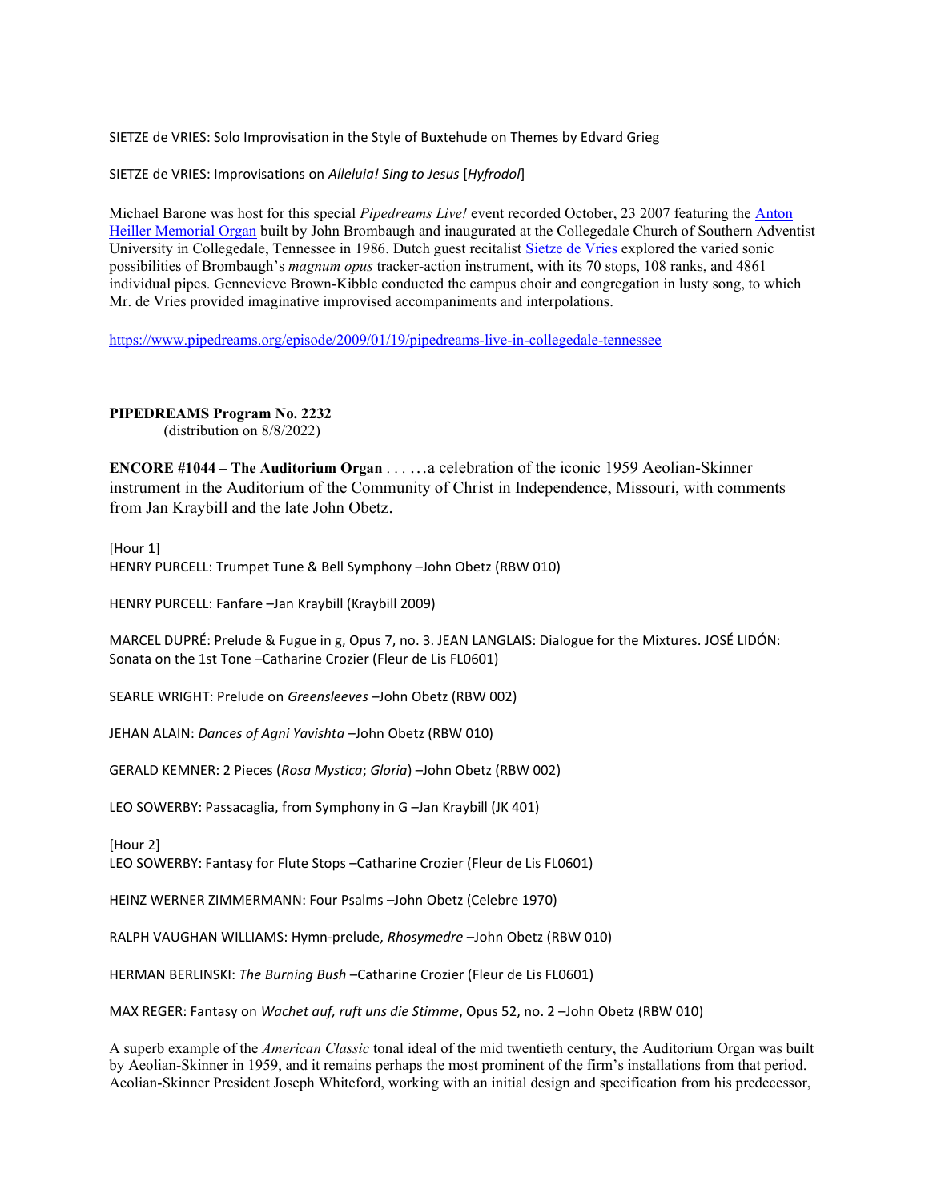SIETZE de VRIES: Solo Improvisation in the Style of Buxtehude on Themes by Edvard Grieg

SIETZE de VRIES: Improvisations on *Alleluia! Sing to Jesus* [*Hyfrodol*]

Michael Barone was host for this special *Pipedreams Live!* event recorded October, 23 2007 featuring the Anton Heiller Memorial Organ built by John Brombaugh and inaugurated at the Collegedale Church of Southern Adventist University in Collegedale, Tennessee in 1986. Dutch guest recitalist Sietze de Vries explored the varied sonic possibilities of Brombaugh's *magnum opus* tracker-action instrument, with its 70 stops, 108 ranks, and 4861 individual pipes. Gennevieve Brown-Kibble conducted the campus choir and congregation in lusty song, to which Mr. de Vries provided imaginative improvised accompaniments and interpolations.

https://www.pipedreams.org/episode/2009/01/19/pipedreams-live-in-collegedale-tennessee

**PIPEDREAMS Program No. 2232**
(distribution on 8/8/2022)

**ENCORE #1044 – The Auditorium Organ** . . . …a celebration of the iconic 1959 Aeolian-Skinner instrument in the Auditorium of the Community of Christ in Independence, Missouri, with comments from Jan Kraybill and the late John Obetz.

[Hour 1]
HENRY PURCELL: Trumpet Tune & Bell Symphony –John Obetz (RBW 010)

HENRY PURCELL: Fanfare –Jan Kraybill (Kraybill 2009)

MARCEL DUPRÉ: Prelude & Fugue in g, Opus 7, no. 3. JEAN LANGLAIS: Dialogue for the Mixtures. JOSÉ LIDÓN: Sonata on the 1st Tone –Catharine Crozier (Fleur de Lis FL0601)

SEARLE WRIGHT: Prelude on *Greensleeves* –John Obetz (RBW 002)

JEHAN ALAIN: *Dances of Agni Yavishta* –John Obetz (RBW 010)

GERALD KEMNER: 2 Pieces (*Rosa Mystica*; *Gloria*) –John Obetz (RBW 002)

LEO SOWERBY: Passacaglia, from Symphony in G –Jan Kraybill (JK 401)

[Hour 2]
LEO SOWERBY: Fantasy for Flute Stops –Catharine Crozier (Fleur de Lis FL0601)

HEINZ WERNER ZIMMERMANN: Four Psalms –John Obetz (Celebre 1970)

RALPH VAUGHAN WILLIAMS: Hymn-prelude, *Rhosymedre* –John Obetz (RBW 010)

HERMAN BERLINSKI: *The Burning Bush* –Catharine Crozier (Fleur de Lis FL0601)

MAX REGER: Fantasy on *Wachet auf, ruft uns die Stimme*, Opus 52, no. 2 –John Obetz (RBW 010)

A superb example of the *American Classic* tonal ideal of the mid twentieth century, the Auditorium Organ was built by Aeolian-Skinner in 1959, and it remains perhaps the most prominent of the firm's installations from that period. Aeolian-Skinner President Joseph Whiteford, working with an initial design and specification from his predecessor,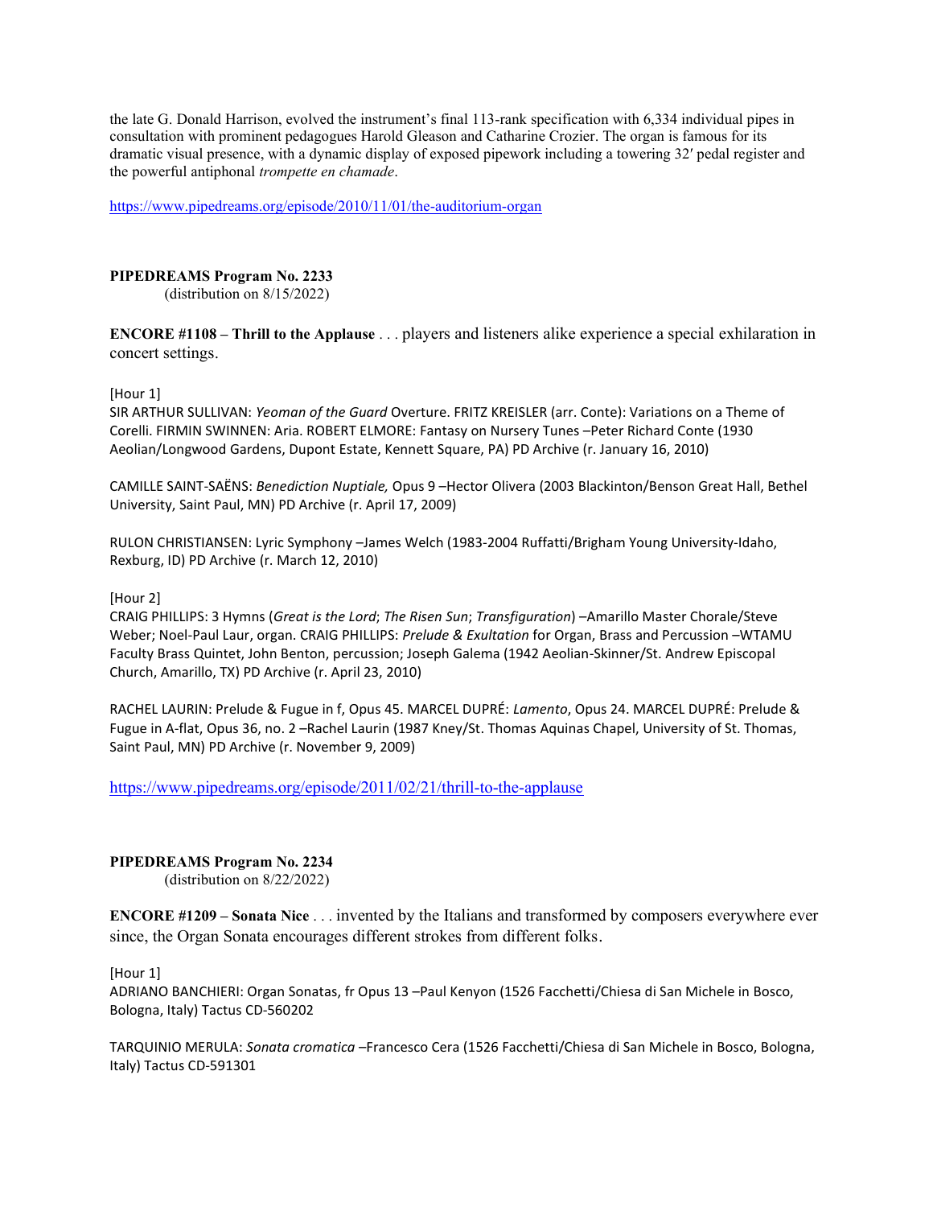the late G. Donald Harrison, evolved the instrument's final 113-rank specification with 6,334 individual pipes in consultation with prominent pedagogues Harold Gleason and Catharine Crozier. The organ is famous for its dramatic visual presence, with a dynamic display of exposed pipework including a towering 32′ pedal register and the powerful antiphonal *trompette en chamade*.

https://www.pipedreams.org/episode/2010/11/01/the-auditorium-organ

**PIPEDREAMS Program No. 2233**
(distribution on 8/15/2022)

**ENCORE #1108 – Thrill to the Applause** . . . players and listeners alike experience a special exhilaration in concert settings.

[Hour 1]
SIR ARTHUR SULLIVAN: *Yeoman of the Guard* Overture. FRITZ KREISLER (arr. Conte): Variations on a Theme of Corelli. FIRMIN SWINNEN: Aria. ROBERT ELMORE: Fantasy on Nursery Tunes –Peter Richard Conte (1930 Aeolian/Longwood Gardens, Dupont Estate, Kennett Square, PA) PD Archive (r. January 16, 2010)

CAMILLE SAINT-SAËNS: *Benediction Nuptiale,* Opus 9 –Hector Olivera (2003 Blackinton/Benson Great Hall, Bethel University, Saint Paul, MN) PD Archive (r. April 17, 2009)

RULON CHRISTIANSEN: Lyric Symphony –James Welch (1983-2004 Ruffatti/Brigham Young University-Idaho, Rexburg, ID) PD Archive (r. March 12, 2010)

[Hour 2]
CRAIG PHILLIPS: 3 Hymns (*Great is the Lord*; *The Risen Sun*; *Transfiguration*) –Amarillo Master Chorale/Steve Weber; Noel-Paul Laur, organ. CRAIG PHILLIPS: *Prelude & Exultation* for Organ, Brass and Percussion –WTAMU Faculty Brass Quintet, John Benton, percussion; Joseph Galema (1942 Aeolian-Skinner/St. Andrew Episcopal Church, Amarillo, TX) PD Archive (r. April 23, 2010)

RACHEL LAURIN: Prelude & Fugue in f, Opus 45. MARCEL DUPRÉ: *Lamento*, Opus 24. MARCEL DUPRÉ: Prelude & Fugue in A-flat, Opus 36, no. 2 –Rachel Laurin (1987 Kney/St. Thomas Aquinas Chapel, University of St. Thomas, Saint Paul, MN) PD Archive (r. November 9, 2009)

https://www.pipedreams.org/episode/2011/02/21/thrill-to-the-applause

**PIPEDREAMS Program No. 2234**
(distribution on 8/22/2022)

**ENCORE #1209 – Sonata Nice** . . . invented by the Italians and transformed by composers everywhere ever since, the Organ Sonata encourages different strokes from different folks.

[Hour 1]
ADRIANO BANCHIERI: Organ Sonatas, fr Opus 13 –Paul Kenyon (1526 Facchetti/Chiesa di San Michele in Bosco, Bologna, Italy) Tactus CD-560202

TARQUINIO MERULA: *Sonata cromatica* –Francesco Cera (1526 Facchetti/Chiesa di San Michele in Bosco, Bologna, Italy) Tactus CD-591301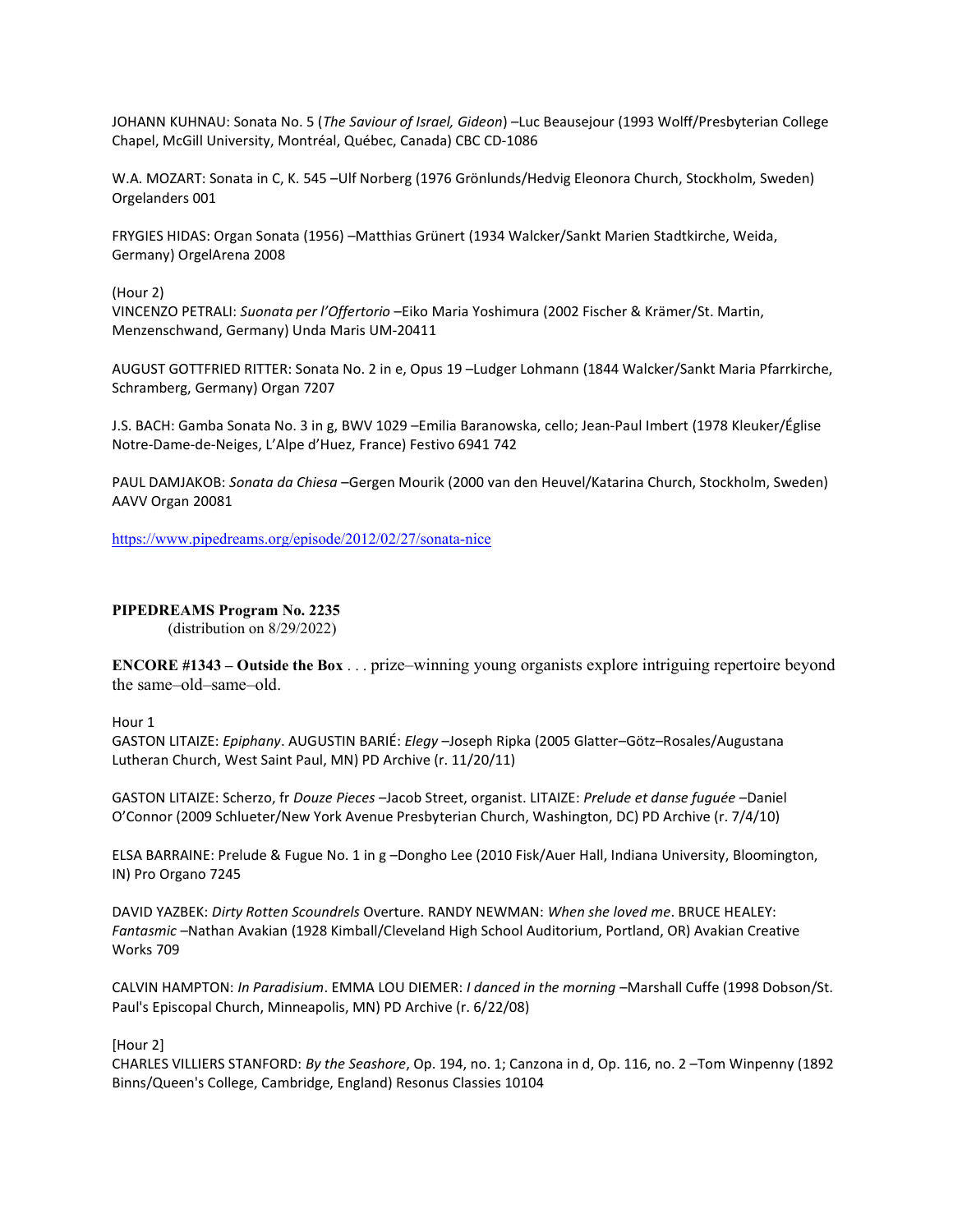JOHANN KUHNAU: Sonata No. 5 (*The Saviour of Israel, Gideon*) –Luc Beausejour (1993 Wolff/Presbyterian College Chapel, McGill University, Montréal, Québec, Canada) CBC CD-1086

W.A. MOZART: Sonata in C, K. 545 –Ulf Norberg (1976 Grönlunds/Hedvig Eleonora Church, Stockholm, Sweden) Orgelanders 001

FRYGIES HIDAS: Organ Sonata (1956) –Matthias Grünert (1934 Walcker/Sankt Marien Stadtkirche, Weida, Germany) OrgelArena 2008

(Hour 2)
VINCENZO PETRALI: *Suonata per l'Offertorio* –Eiko Maria Yoshimura (2002 Fischer & Krämer/St. Martin, Menzenschwand, Germany) Unda Maris UM-20411

AUGUST GOTTFRIED RITTER: Sonata No. 2 in e, Opus 19 –Ludger Lohmann (1844 Walcker/Sankt Maria Pfarrkirche, Schramberg, Germany) Organ 7207

J.S. BACH: Gamba Sonata No. 3 in g, BWV 1029 –Emilia Baranowska, cello; Jean-Paul Imbert (1978 Kleuker/Église Notre-Dame-de-Neiges, L'Alpe d'Huez, France) Festivo 6941 742

PAUL DAMJAKOB: *Sonata da Chiesa* –Gergen Mourik (2000 van den Heuvel/Katarina Church, Stockholm, Sweden) AAVV Organ 20081

https://www.pipedreams.org/episode/2012/02/27/sonata-nice

**PIPEDREAMS Program No. 2235**
(distribution on 8/29/2022)

**ENCORE #1343 – Outside the Box** . . . prize–winning young organists explore intriguing repertoire beyond the same–old–same–old.

Hour 1
GASTON LITAIZE: *Epiphany*. AUGUSTIN BARIÉ: *Elegy* –Joseph Ripka (2005 Glatter–Götz–Rosales/Augustana Lutheran Church, West Saint Paul, MN) PD Archive (r. 11/20/11)

GASTON LITAIZE: Scherzo, fr *Douze Pieces* –Jacob Street, organist. LITAIZE: *Prelude et danse fuguée* –Daniel O'Connor (2009 Schlueter/New York Avenue Presbyterian Church, Washington, DC) PD Archive (r. 7/4/10)

ELSA BARRAINE: Prelude & Fugue No. 1 in g –Dongho Lee (2010 Fisk/Auer Hall, Indiana University, Bloomington, IN) Pro Organo 7245

DAVID YAZBEK: *Dirty Rotten Scoundrels* Overture. RANDY NEWMAN: *When she loved me*. BRUCE HEALEY: *Fantasmic* –Nathan Avakian (1928 Kimball/Cleveland High School Auditorium, Portland, OR) Avakian Creative Works 709

CALVIN HAMPTON: *In Paradisium*. EMMA LOU DIEMER: *I danced in the morning* –Marshall Cuffe (1998 Dobson/St. Paul's Episcopal Church, Minneapolis, MN) PD Archive (r. 6/22/08)

[Hour 2]
CHARLES VILLIERS STANFORD: *By the Seashore*, Op. 194, no. 1; Canzona in d, Op. 116, no. 2 –Tom Winpenny (1892 Binns/Queen's College, Cambridge, England) Resonus Classics 10104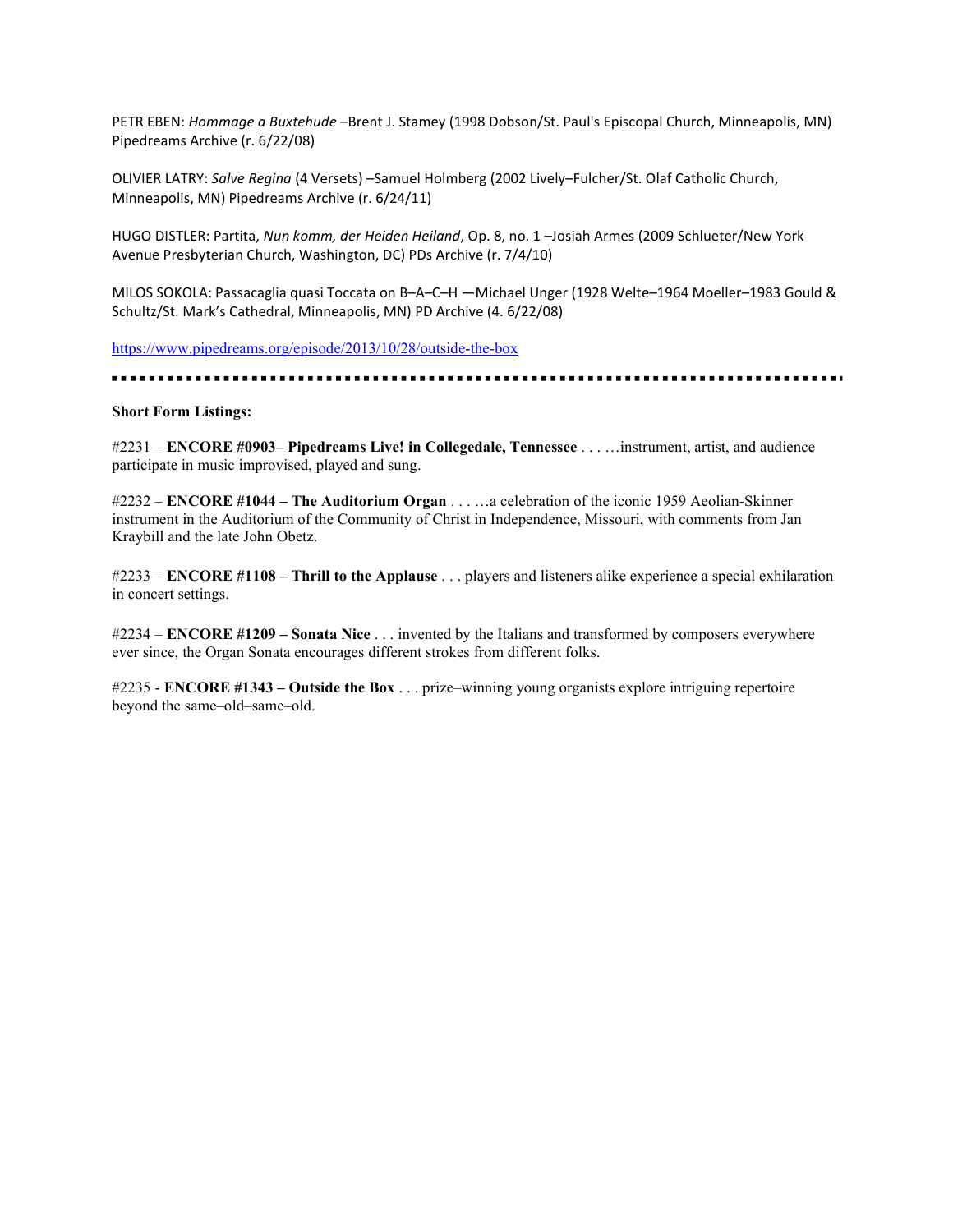PETR EBEN: *Hommage a Buxtehude* –Brent J. Stamey (1998 Dobson/St. Paul's Episcopal Church, Minneapolis, MN) Pipedreams Archive (r. 6/22/08)

OLIVIER LATRY: *Salve Regina* (4 Versets) –Samuel Holmberg (2002 Lively–Fulcher/St. Olaf Catholic Church, Minneapolis, MN) Pipedreams Archive (r. 6/24/11)

HUGO DISTLER: Partita, *Nun komm, der Heiden Heiland*, Op. 8, no. 1 –Josiah Armes (2009 Schlueter/New York Avenue Presbyterian Church, Washington, DC) PDs Archive (r. 7/4/10)

MILOS SOKOLA: Passacaglia quasi Toccata on B–A–C–H —Michael Unger (1928 Welte–1964 Moeller–1983 Gould & Schultz/St. Mark's Cathedral, Minneapolis, MN) PD Archive (4. 6/22/08)

https://www.pipedreams.org/episode/2013/10/28/outside-the-box

---

**Short Form Listings:**

#2231 – **ENCORE #0903– Pipedreams Live! in Collegedale, Tennessee** . . . …instrument, artist, and audience participate in music improvised, played and sung.

#2232 – **ENCORE #1044 – The Auditorium Organ** . . . …a celebration of the iconic 1959 Aeolian-Skinner instrument in the Auditorium of the Community of Christ in Independence, Missouri, with comments from Jan Kraybill and the late John Obetz.

#2233 – **ENCORE #1108 – Thrill to the Applause** . . . players and listeners alike experience a special exhilaration in concert settings.

#2234 – **ENCORE #1209 – Sonata Nice** . . . invented by the Italians and transformed by composers everywhere ever since, the Organ Sonata encourages different strokes from different folks.

#2235 - **ENCORE #1343 – Outside the Box** . . . prize–winning young organists explore intriguing repertoire beyond the same–old–same–old.